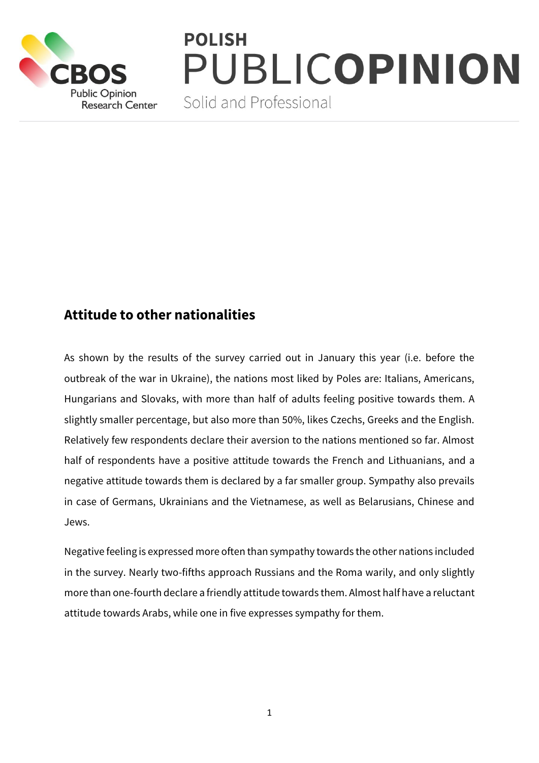# Attitude to other nationalities

As shown by the results of the survey carried out in January this year (i.e. before the outbreak of the war in Ukraine), the nations most liked by Poles are: Italians, Americans, Hungarians and Slovaks, with more than half of adults feeling positive towards them. A slightly smaller percentage, but also more than 50%, likes Czechs, Greeks and the English. Relatively few respondents declare their aversion to the nations mentioned so far. Almost half of respondents have a positive attitude towards the French and Lithuanians, and a negative attitude towards them is declared by a far smaller group. Sympathy also prevails in case of Germans, Ukrainians and the Vietnamese, as well as Belarusians, Chinese and Jews.

Negative feeling is expressed more often than sympathy towards the other nations included in the survey. Nearly two-fifths approach Russians and the Roma warily, and only slightly more than one-fourth declare a friendly attitude towards them. Almost half have a reluctant attitude towards Arabs, while one in five expresses sympathy for them.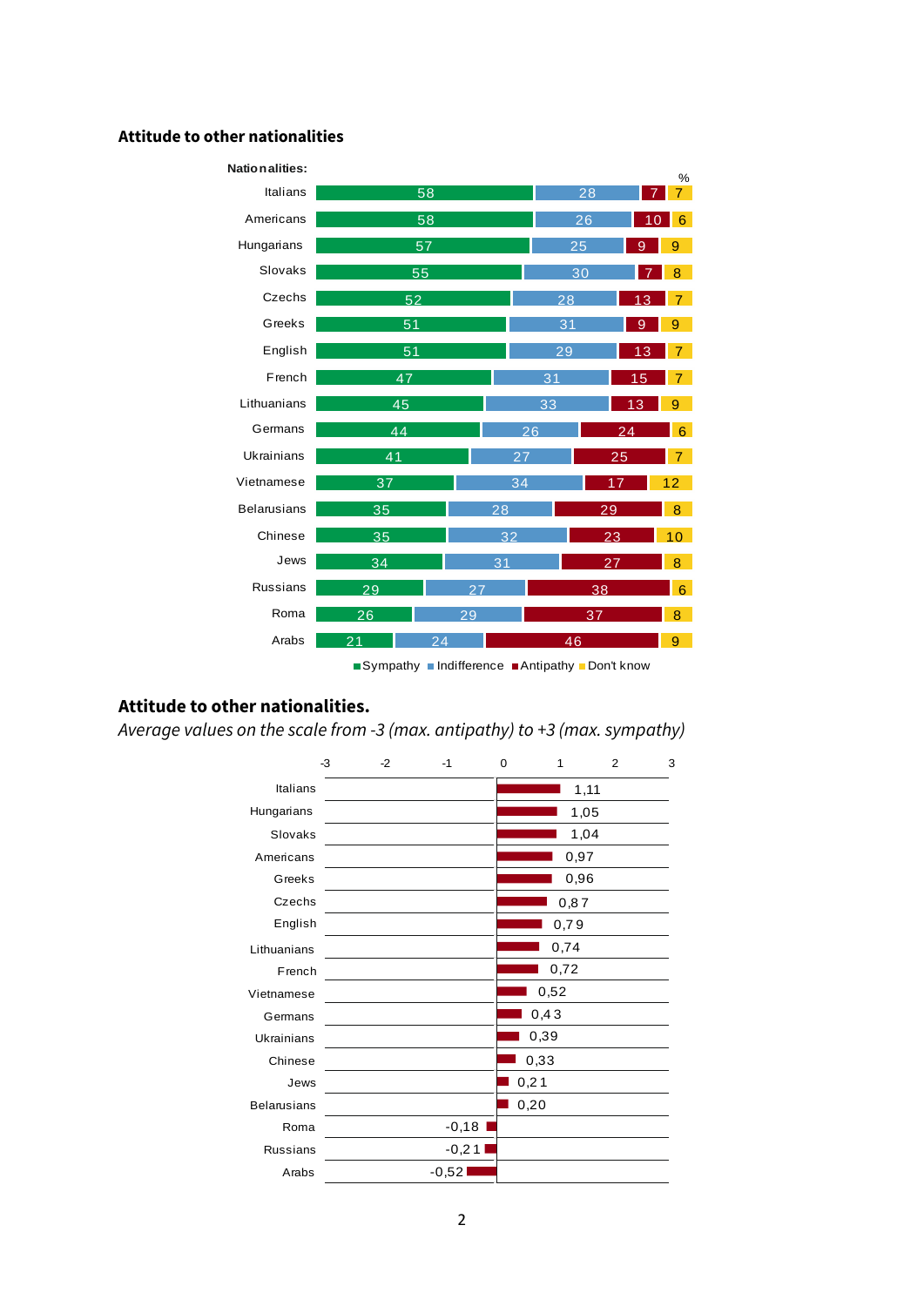**Attitude to other nationalities**

| Nationalities: | Sympathy | Indifference | Antipathy | Don't know |
|---|---|---|---|---|
| Italians | 58 | 28 | 7 | 7 |
| Americans | 58 | 26 | 10 | 6 |
| Hungarians | 57 | 25 | 9 | 9 |
| Slovaks | 55 | 30 | 7 | 8 |
| Czechs | 52 | 28 | 13 | 7 |
| Greeks | 51 | 31 | 9 | 9 |
| English | 51 | 29 | 13 | 7 |
| French | 47 | 31 | 15 | 7 |
| Lithuanians | 45 | 33 | 13 | 9 |
| Germans | 44 | 26 | 24 | 6 |
| Ukrainians | 41 | 27 | 25 | 7 |
| Vietnamese | 37 | 34 | 17 | 12 |
| Belarusians | 35 | 28 | 29 | 8 |
| Chinese | 35 | 32 | 23 | 10 |
| Jews | 34 | 31 | 27 | 8 |
| Russians | 29 | 27 | 38 | 6 |
| Roma | 26 | 29 | 37 | 8 |
| Arabs | 21 | 24 | 46 | 9 |

%

**Attitude to other nationalities.**

*Average values on the scale from -3 (max. antipathy) to +3 (max. sympathy)*

| Nationality | Average value |
|---|---|
| Italians | 1,11 |
| Hungarians | 1,05 |
| Slovaks | 1,04 |
| Americans | 0,97 |
| Greeks | 0,96 |
| Czechs | 0,87 |
| English | 0,79 |
| Lithuanians | 0,74 |
| French | 0,72 |
| Vietnamese | 0,52 |
| Germans | 0,43 |
| Ukrainians | 0,39 |
| Chinese | 0,33 |
| Jews | 0,21 |
| Belarusians | 0,20 |
| Roma | -0,18 |
| Russians | -0,21 |
| Arabs | -0,52 |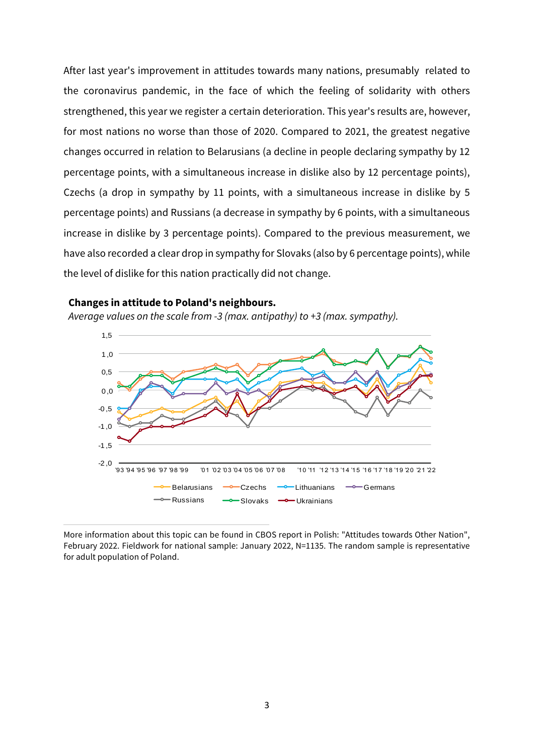After last year's improvement in attitudes towards many nations, presumably related to the coronavirus pandemic, in the face of which the feeling of solidarity with others strengthened, this year we register a certain deterioration. This year's results are, however, for most nations no worse than those of 2020. Compared to 2021, the greatest negative changes occurred in relation to Belarusians (a decline in people declaring sympathy by 12 percentage points, with a simultaneous increase in dislike also by 12 percentage points), Czechs (a drop in sympathy by 11 points, with a simultaneous increase in dislike by 5 percentage points) and Russians (a decrease in sympathy by 6 points, with a simultaneous increase in dislike by 3 percentage points). Compared to the previous measurement, we have also recorded a clear drop in sympathy for Slovaks (also by 6 percentage points), while the level of dislike for this nation practically did not change.

**Changes in attitude to Poland's neighbours.**

*Average values on the scale from -3 (max. antipathy) to +3 (max. sympathy).*

1,5
1,0
0,5
0,0
-0,5
-1,0
-1,5
-2,0

'93 '94 '95 '96 '97 '98 '99 '01 '02 '03 '04 '05 '06 '07 '08 '10 '11 '12 '13 '14 '15 '16 '17 '18 '19 '20 '21 '22

Belarusians, Czechs, Lithuanians, Germans, Russians, Slovaks, Ukrainians

More information about this topic can be found in CBOS report in Polish: "Attitudes towards Other Nation", February 2022. Fieldwork for national sample: January 2022, N=1135. The random sample is representative for adult population of Poland.